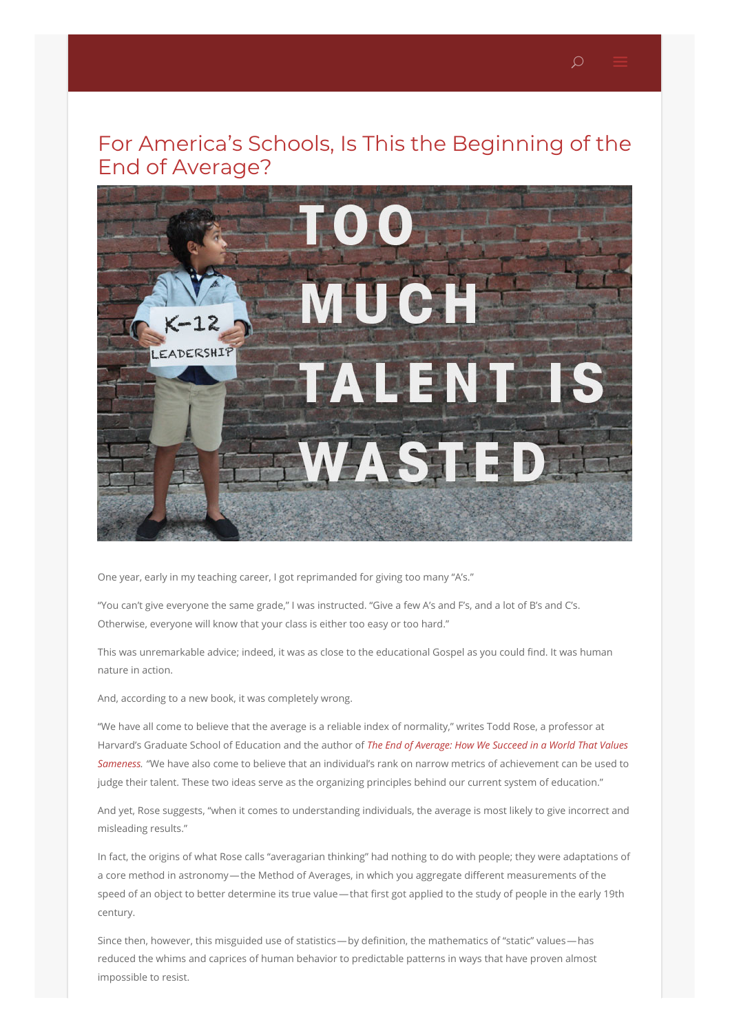# For America's Schools, Is This the Beginning of the End of Average?

One year, early in my teaching career, I got reprimanded for giving too many "A's."

"You can't give everyone the same grade," I was instructed. "Give a few A's and F's, and a lot of B's and C's. Otherwise, everyone will know that your class is either too easy or too hard."

This was unremarkable advice; indeed, it was as close to the educational Gospel as you could find. It was human nature in action.

And, according to a new book, it was completely wrong.

"We have all come to believe that the average is a reliable index of normality," writes Todd Rose, a professor at Harvard's Graduate School of Education and the author of *The End of Average: How We Succeed in a World That Values Sameness. "*We have also come to believe that an individual's rank on narrow metrics of achievement can be used to judge their talent. These two ideas serve as the organizing principles behind our current system of education."

And yet, Rose suggests, "when it comes to understanding individuals, the average is most likely to give incorrect and misleading results."

In fact, the origins of what Rose calls "averagarian thinking" had nothing to do with people; they were adaptations of a core method in astronomy—the Method of Averages, in which you aggregate different measurements of the speed of an object to better determine its true value—that first got applied to the study of people in the early 19th century.

Since then, however, this misguided use of statistics—by definition, the mathematics of "static" values—has reduced the whims and caprices of human behavior to predictable patterns in ways that have proven almost impossible to resist.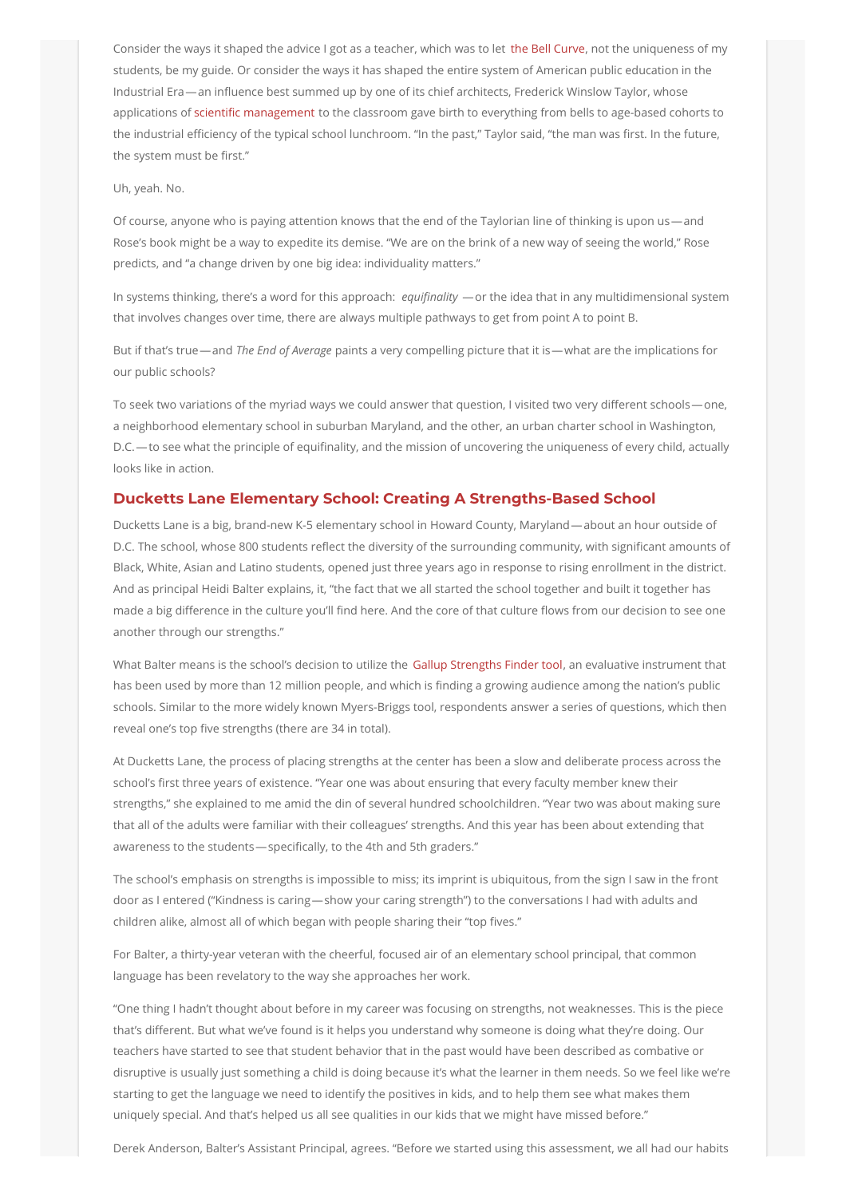Consider the ways it shaped the advice I got as a teacher, which was to let the Bell Curve, not the uniqueness of my students, be my guide. Or consider the ways it has shaped the entire system of American public education in the Industrial Era—an influence best summed up by one of its chief architects, Frederick Winslow Taylor, whose applications of scientific management to the classroom gave birth to everything from bells to age-based cohorts to the industrial efficiency of the typical school lunchroom. "In the past," Taylor said, "the man was first. In the future, the system must be first."

Uh, yeah. No.

Of course, anyone who is paying attention knows that the end of the Taylorian line of thinking is upon us—and Rose's book might be a way to expedite its demise. "We are on the brink of a new way of seeing the world," Rose predicts, and "a change driven by one big idea: individuality matters."

In systems thinking, there's a word for this approach: *equifinality* —or the idea that in any multidimensional system that involves changes over time, there are always multiple pathways to get from point A to point B.

But if that's true—and *The End of Average* paints a very compelling picture that it is—what are the implications for our public schools?

To seek two variations of the myriad ways we could answer that question, I visited two very different schools—one, a neighborhood elementary school in suburban Maryland, and the other, an urban charter school in Washington, D.C.—to see what the principle of equifinality, and the mission of uncovering the uniqueness of every child, actually looks like in action.

## Ducketts Lane Elementary School: Creating A Strengths-Based School

Ducketts Lane is a big, brand-new K-5 elementary school in Howard County, Maryland—about an hour outside of D.C. The school, whose 800 students reflect the diversity of the surrounding community, with significant amounts of Black, White, Asian and Latino students, opened just three years ago in response to rising enrollment in the district. And as principal Heidi Balter explains, it, "the fact that we all started the school together and built it together has made a big difference in the culture you'll find here. And the core of that culture flows from our decision to see one another through our strengths."

What Balter means is the school's decision to utilize the Gallup Strengths Finder tool, an evaluative instrument that has been used by more than 12 million people, and which is finding a growing audience among the nation's public schools. Similar to the more widely known Myers-Briggs tool, respondents answer a series of questions, which then reveal one's top five strengths (there are 34 in total).

At Ducketts Lane, the process of placing strengths at the center has been a slow and deliberate process across the school's first three years of existence. "Year one was about ensuring that every faculty member knew their strengths," she explained to me amid the din of several hundred schoolchildren. "Year two was about making sure that all of the adults were familiar with their colleagues' strengths. And this year has been about extending that awareness to the students—specifically, to the 4th and 5th graders."

The school's emphasis on strengths is impossible to miss; its imprint is ubiquitous, from the sign I saw in the front door as I entered ("Kindness is caring—show your caring strength") to the conversations I had with adults and children alike, almost all of which began with people sharing their "top fives."

For Balter, a thirty-year veteran with the cheerful, focused air of an elementary school principal, that common language has been revelatory to the way she approaches her work.

"One thing I hadn't thought about before in my career was focusing on strengths, not weaknesses. This is the piece that's different. But what we've found is it helps you understand why someone is doing what they're doing. Our teachers have started to see that student behavior that in the past would have been described as combative or disruptive is usually just something a child is doing because it's what the learner in them needs. So we feel like we're starting to get the language we need to identify the positives in kids, and to help them see what makes them uniquely special. And that's helped us all see qualities in our kids that we might have missed before."

Derek Anderson, Balter's Assistant Principal, agrees. "Before we started using this assessment, we all had our habits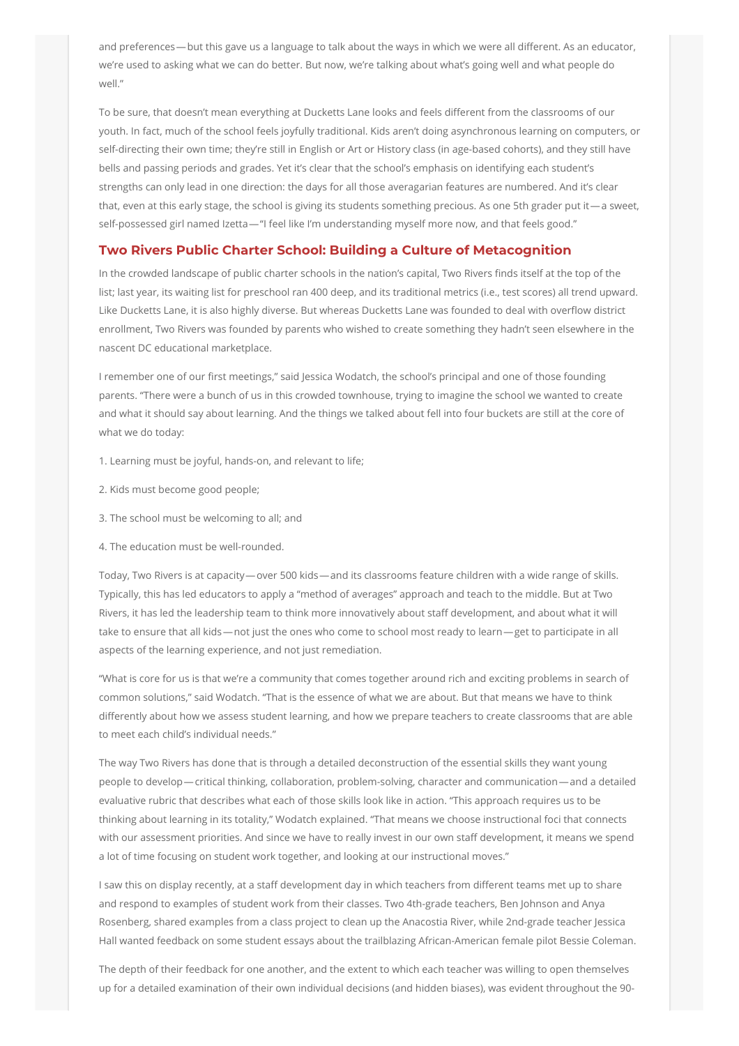and preferences—but this gave us a language to talk about the ways in which we were all different. As an educator, we're used to asking what we can do better. But now, we're talking about what's going well and what people do well."

To be sure, that doesn't mean everything at Ducketts Lane looks and feels different from the classrooms of our youth. In fact, much of the school feels joyfully traditional. Kids aren't doing asynchronous learning on computers, or self-directing their own time; they're still in English or Art or History class (in age-based cohorts), and they still have bells and passing periods and grades. Yet it's clear that the school's emphasis on identifying each student's strengths can only lead in one direction: the days for all those averagarian features are numbered. And it's clear that, even at this early stage, the school is giving its students something precious. As one 5th grader put it—a sweet, self-possessed girl named Izetta—"I feel like I'm understanding myself more now, and that feels good."

## Two Rivers Public Charter School: Building a Culture of Metacognition

In the crowded landscape of public charter schools in the nation's capital, Two Rivers finds itself at the top of the list; last year, its waiting list for preschool ran 400 deep, and its traditional metrics (i.e., test scores) all trend upward. Like Ducketts Lane, it is also highly diverse. But whereas Ducketts Lane was founded to deal with overflow district enrollment, Two Rivers was founded by parents who wished to create something they hadn't seen elsewhere in the nascent DC educational marketplace.

I remember one of our first meetings," said Jessica Wodatch, the school's principal and one of those founding parents. "There were a bunch of us in this crowded townhouse, trying to imagine the school we wanted to create and what it should say about learning. And the things we talked about fell into four buckets are still at the core of what we do today:

1. Learning must be joyful, hands-on, and relevant to life;

2. Kids must become good people;

3. The school must be welcoming to all; and

4. The education must be well-rounded.

Today, Two Rivers is at capacity—over 500 kids—and its classrooms feature children with a wide range of skills. Typically, this has led educators to apply a "method of averages" approach and teach to the middle. But at Two Rivers, it has led the leadership team to think more innovatively about staff development, and about what it will take to ensure that all kids—not just the ones who come to school most ready to learn—get to participate in all aspects of the learning experience, and not just remediation.

"What is core for us is that we're a community that comes together around rich and exciting problems in search of common solutions," said Wodatch. "That is the essence of what we are about. But that means we have to think differently about how we assess student learning, and how we prepare teachers to create classrooms that are able to meet each child's individual needs."

The way Two Rivers has done that is through a detailed deconstruction of the essential skills they want young people to develop—critical thinking, collaboration, problem-solving, character and communication—and a detailed evaluative rubric that describes what each of those skills look like in action. "This approach requires us to be thinking about learning in its totality," Wodatch explained. "That means we choose instructional foci that connects with our assessment priorities. And since we have to really invest in our own staff development, it means we spend a lot of time focusing on student work together, and looking at our instructional moves."

I saw this on display recently, at a staff development day in which teachers from different teams met up to share and respond to examples of student work from their classes. Two 4th-grade teachers, Ben Johnson and Anya Rosenberg, shared examples from a class project to clean up the Anacostia River, while 2nd-grade teacher Jessica Hall wanted feedback on some student essays about the trailblazing African-American female pilot Bessie Coleman.

The depth of their feedback for one another, and the extent to which each teacher was willing to open themselves up for a detailed examination of their own individual decisions (and hidden biases), was evident throughout the 90-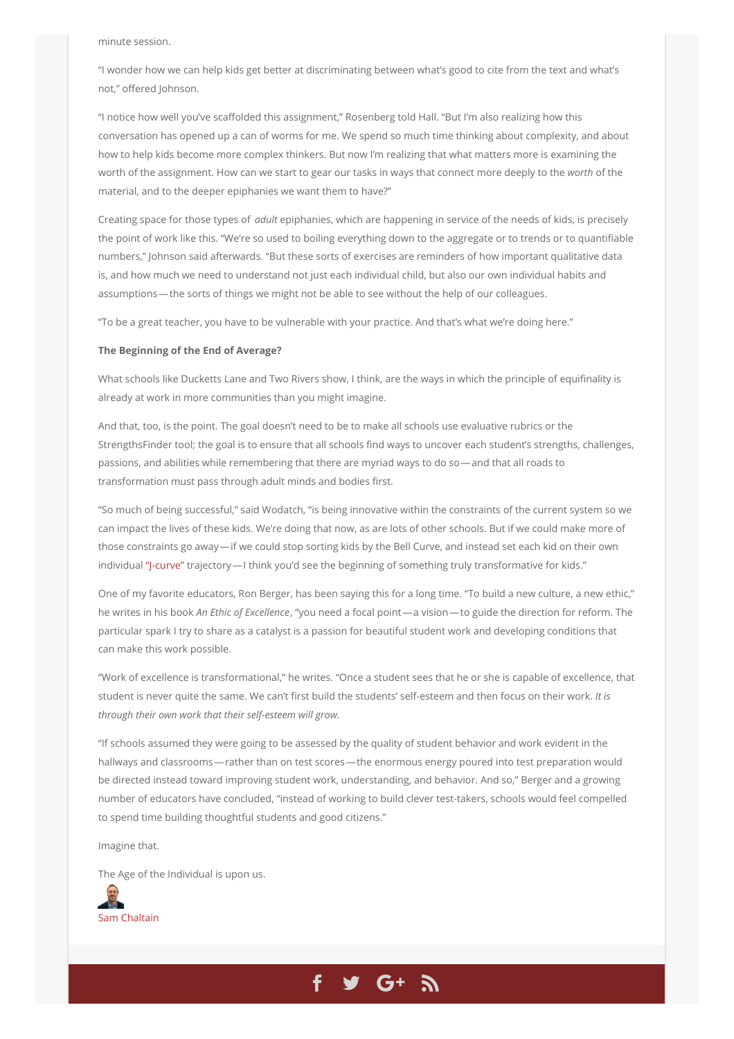minute session.

"I wonder how we can help kids get better at discriminating between what's good to cite from the text and what's not," offered Johnson.

"I notice how well you've scaffolded this assignment," Rosenberg told Hall. "But I'm also realizing how this conversation has opened up a can of worms for me. We spend so much time thinking about complexity, and about how to help kids become more complex thinkers. But now I'm realizing that what matters more is examining the worth of the assignment. How can we start to gear our tasks in ways that connect more deeply to the *worth* of the material, and to the deeper epiphanies we want them to have?"

Creating space for those types of *adult* epiphanies, which are happening in service of the needs of kids, is precisely the point of work like this. "We're so used to boiling everything down to the aggregate or to trends or to quantifiable numbers," Johnson said afterwards. "But these sorts of exercises are reminders of how important qualitative data is, and how much we need to understand not just each individual child, but also our own individual habits and assumptions—the sorts of things we might not be able to see without the help of our colleagues.

"To be a great teacher, you have to be vulnerable with your practice. And that's what we're doing here."

**The Beginning of the End of Average?**

What schools like Ducketts Lane and Two Rivers show, I think, are the ways in which the principle of equifinality is already at work in more communities than you might imagine.

And that, too, is the point. The goal doesn't need to be to make all schools use evaluative rubrics or the StrengthsFinder tool; the goal is to ensure that all schools find ways to uncover each student's strengths, challenges, passions, and abilities while remembering that there are myriad ways to do so—and that all roads to transformation must pass through adult minds and bodies first.

"So much of being successful," said Wodatch, "is being innovative within the constraints of the current system so we can impact the lives of these kids. We're doing that now, as are lots of other schools. But if we could make more of those constraints go away—if we could stop sorting kids by the Bell Curve, and instead set each kid on their own individual "J-curve" trajectory—I think you'd see the beginning of something truly transformative for kids."

One of my favorite educators, Ron Berger, has been saying this for a long time. "To build a new culture, a new ethic," he writes in his book *An Ethic of Excellence*, "you need a focal point—a vision—to guide the direction for reform. The particular spark I try to share as a catalyst is a passion for beautiful student work and developing conditions that can make this work possible.

"Work of excellence is transformational," he writes. "Once a student sees that he or she is capable of excellence, that student is never quite the same. We can't first build the students' self-esteem and then focus on their work. *It is through their own work that their self-esteem will grow.*

"If schools assumed they were going to be assessed by the quality of student behavior and work evident in the hallways and classrooms—rather than on test scores—the enormous energy poured into test preparation would be directed instead toward improving student work, understanding, and behavior. And so," Berger and a growing number of educators have concluded, "instead of working to build clever test-takers, schools would feel compelled to spend time building thoughtful students and good citizens."

Imagine that.

The Age of the Individual is upon us.

Sam Chaltain